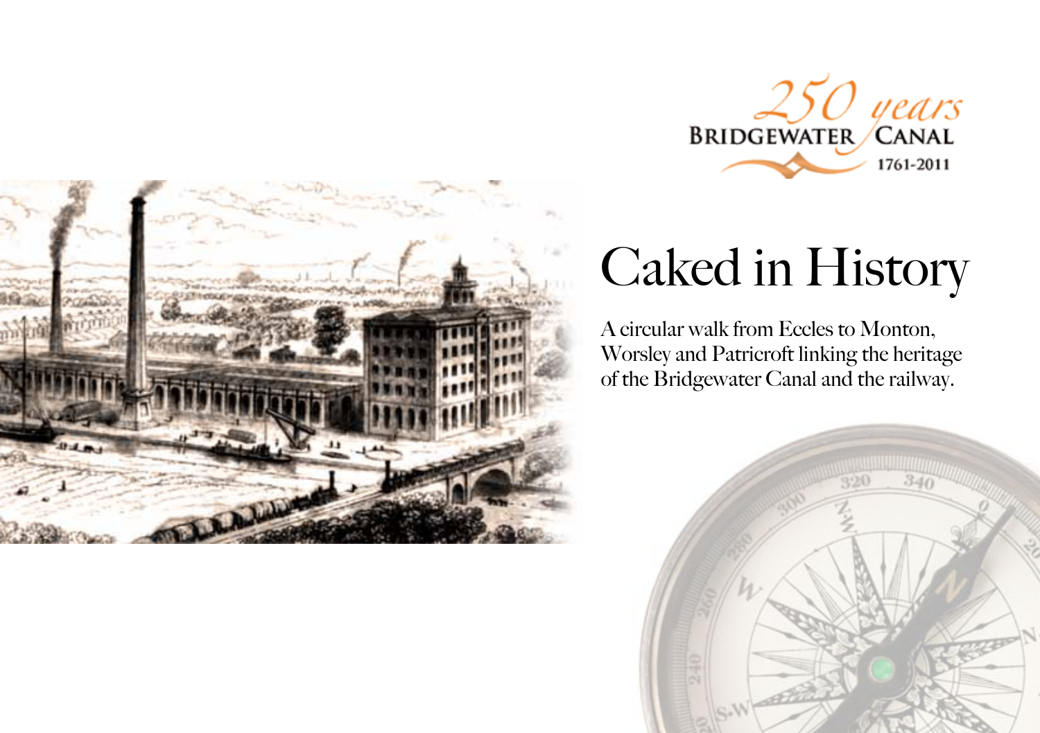250 years
BRIDGEWATER CANAL
1761-2011

# Caked in History

A circular walk from Eccles to Monton, Worsley and Patricroft linking the heritage of the Bridgewater Canal and the railway.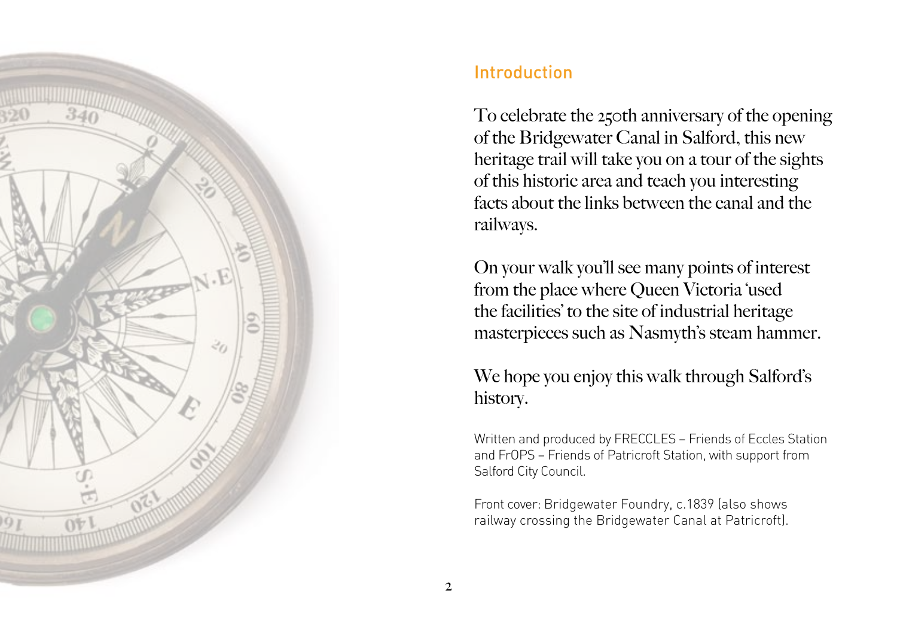## Introduction

To celebrate the 250th anniversary of the opening of the Bridgewater Canal in Salford, this new heritage trail will take you on a tour of the sights of this historic area and teach you interesting facts about the links between the canal and the railways.

On your walk you'll see many points of interest from the place where Queen Victoria 'used the facilities' to the site of industrial heritage masterpieces such as Nasmyth's steam hammer.

We hope you enjoy this walk through Salford's history.

Written and produced by FRECCLES – Friends of Eccles Station and FrOPS – Friends of Patricroft Station, with support from Salford City Council.

Front cover: Bridgewater Foundry, c.1839 (also shows railway crossing the Bridgewater Canal at Patricroft).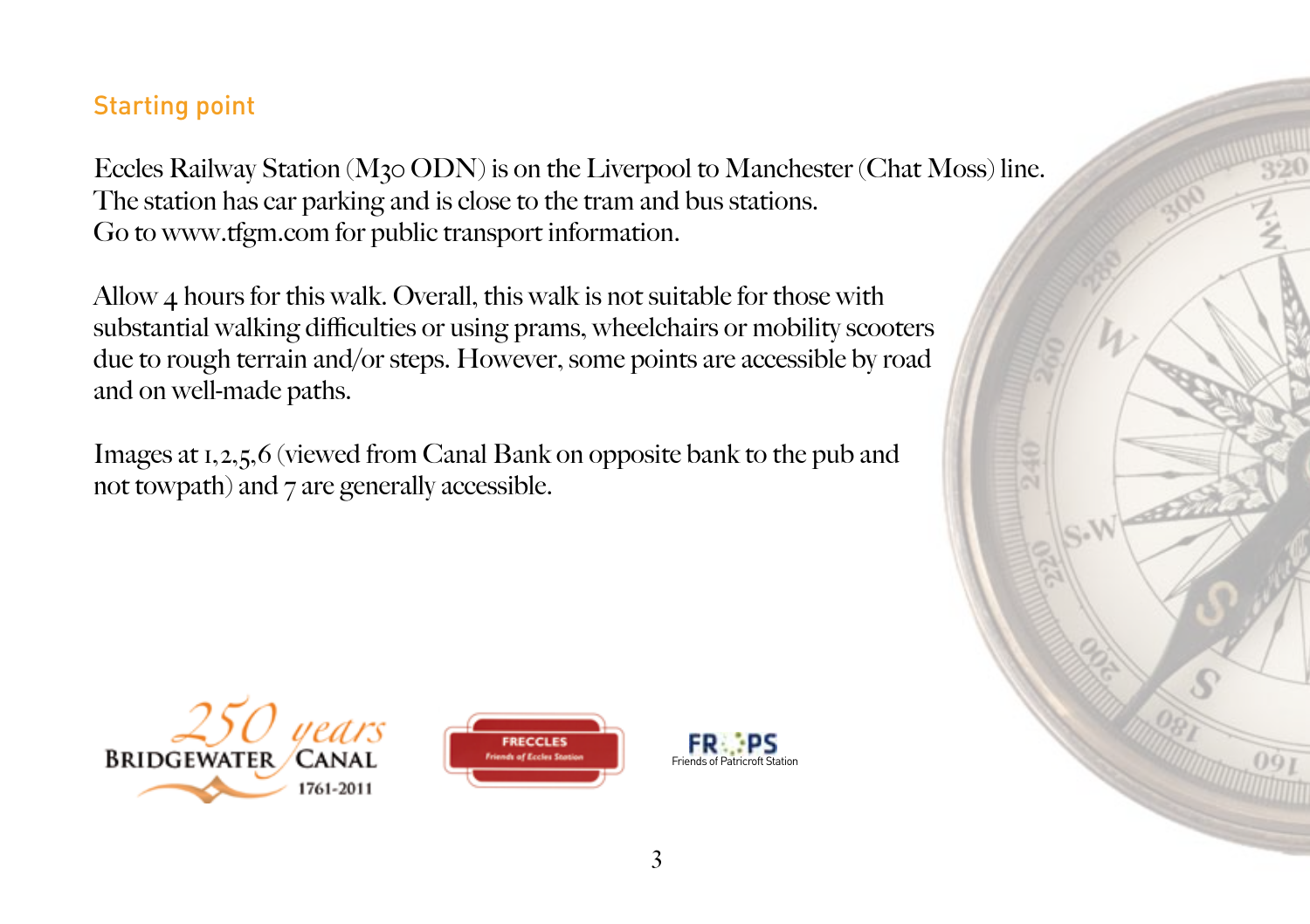## Starting point

Eccles Railway Station (M30 0DN) is on the Liverpool to Manchester (Chat Moss) line. The station has car parking and is close to the tram and bus stations. Go to www.tfgm.com for public transport information.

Allow 4 hours for this walk. Overall, this walk is not suitable for those with substantial walking difficulties or using prams, wheelchairs or mobility scooters due to rough terrain and/or steps. However, some points are accessible by road and on well-made paths.

Images at 1,2,5,6 (viewed from Canal Bank on opposite bank to the pub and not towpath) and 7 are generally accessible.

250 years BRIDGEWATER CANAL 1761-2011

FRECCLES Friends of Eccles Station

FROPS Friends of Patricroft Station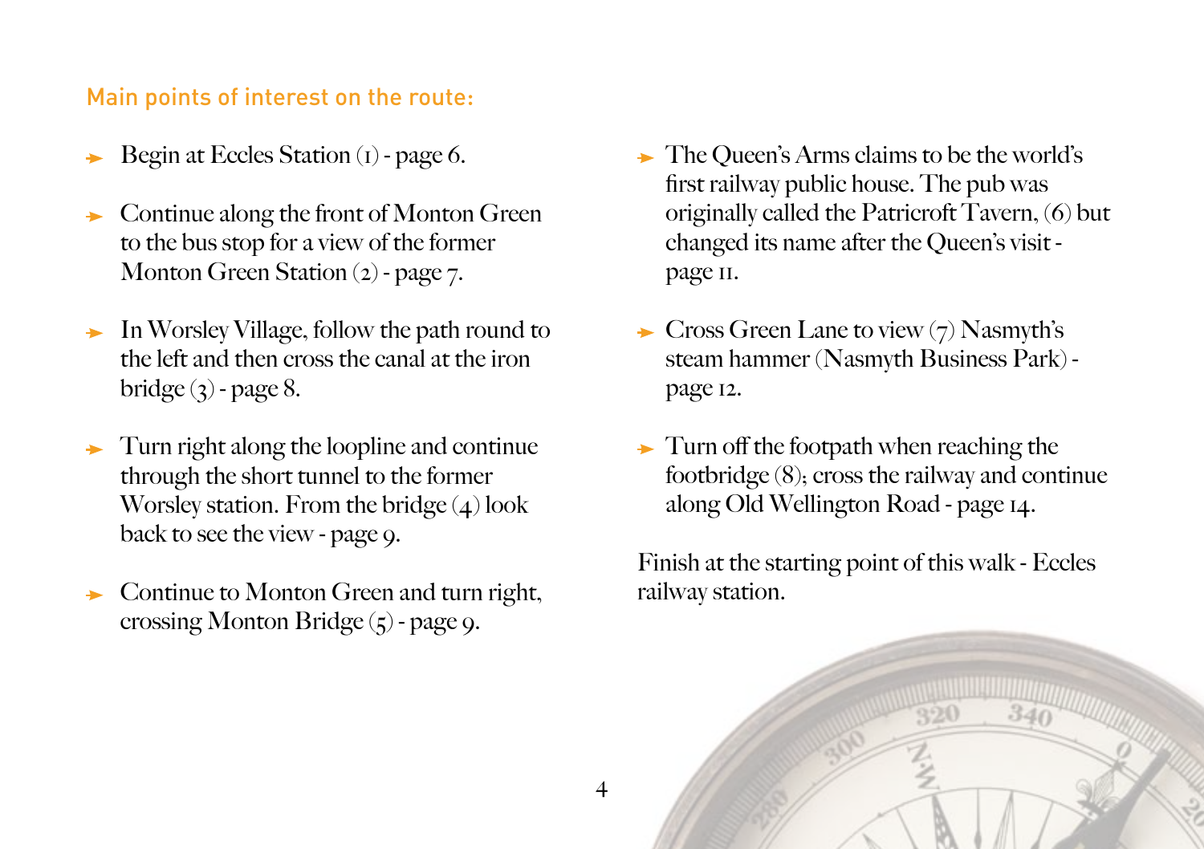## Main points of interest on the route:

- Begin at Eccles Station (1) - page 6.
- Continue along the front of Monton Green to the bus stop for a view of the former Monton Green Station (2) - page 7.
- In Worsley Village, follow the path round to the left and then cross the canal at the iron bridge (3) - page 8.
- Turn right along the loopline and continue through the short tunnel to the former Worsley station. From the bridge (4) look back to see the view - page 9.
- Continue to Monton Green and turn right, crossing Monton Bridge (5) - page 9.
- The Queen's Arms claims to be the world's first railway public house. The pub was originally called the Patricroft Tavern, (6) but changed its name after the Queen's visit - page 11.
- Cross Green Lane to view (7) Nasmyth's steam hammer (Nasmyth Business Park) - page 12.
- Turn off the footpath when reaching the footbridge (8); cross the railway and continue along Old Wellington Road - page 14.

Finish at the starting point of this walk - Eccles railway station.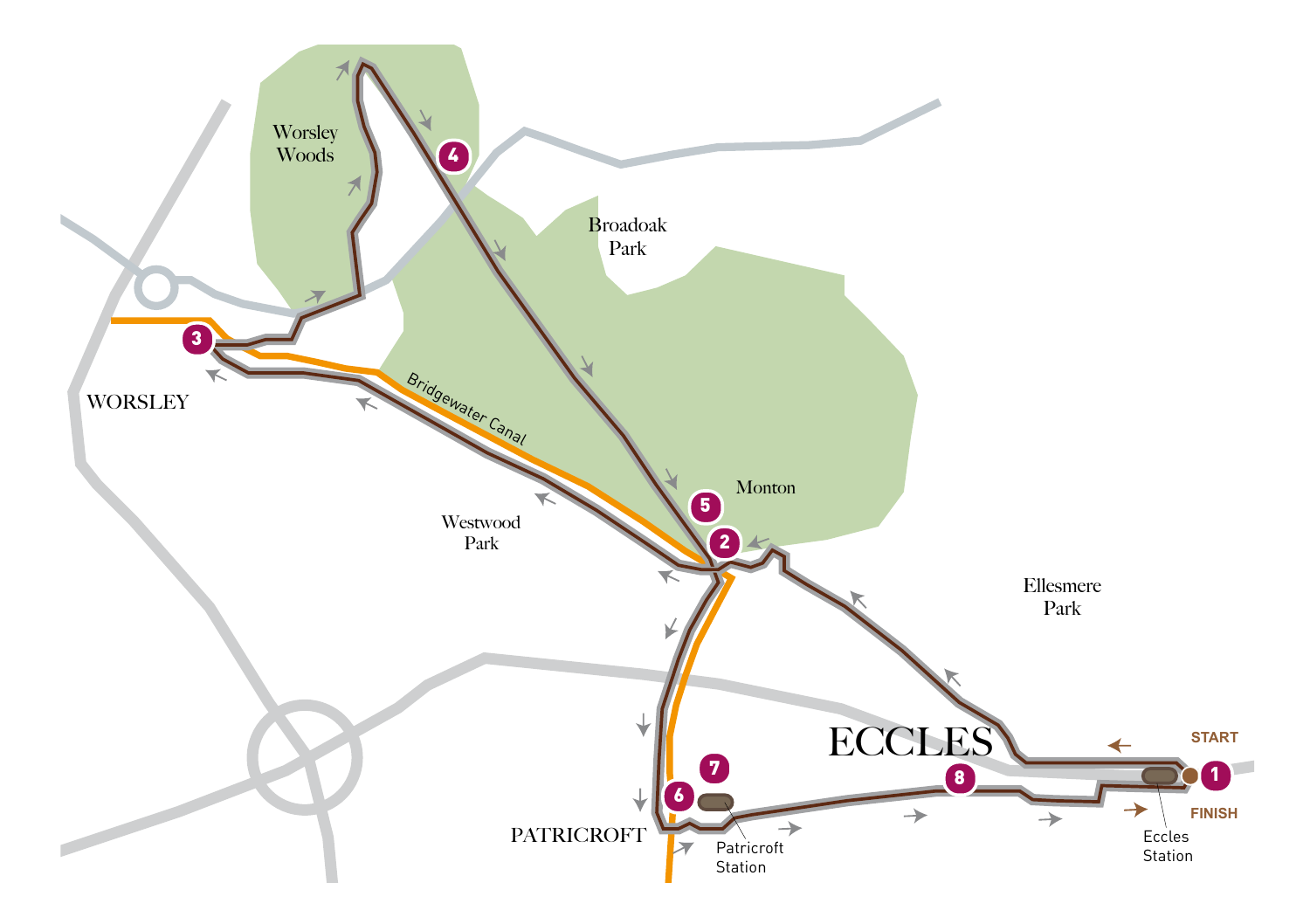Worsley Woods

Broadoak Park

WORSLEY

Bridgewater Canal

Monton

Westwood Park

Ellesmere Park

ECCLES

START

FINISH

Eccles Station

PATRICROFT

Patricroft Station

1

2

3

4

5

6

7

8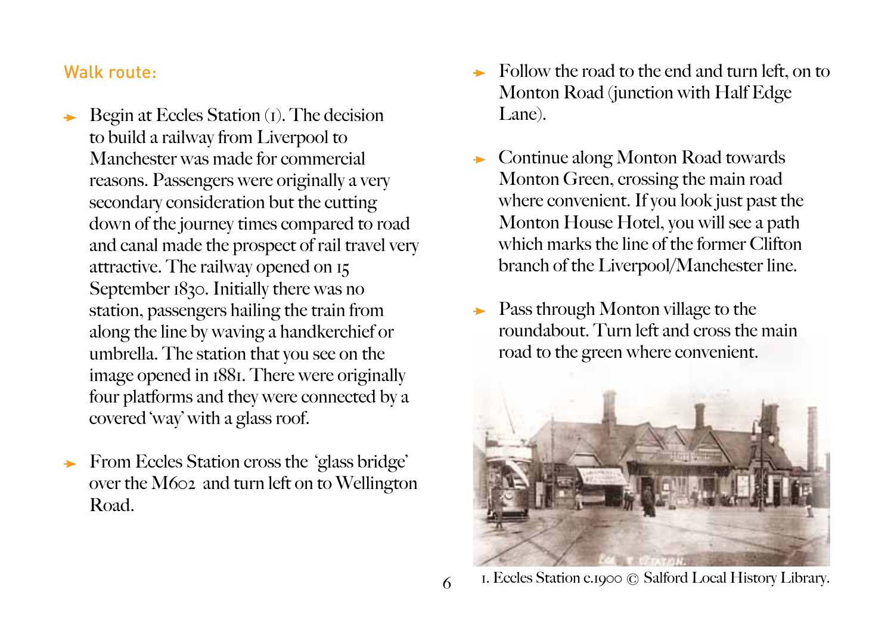## Walk route:

- Begin at Eccles Station (1). The decision to build a railway from Liverpool to Manchester was made for commercial reasons. Passengers were originally a very secondary consideration but the cutting down of the journey times compared to road and canal made the prospect of rail travel very attractive. The railway opened on 15 September 1830. Initially there was no station, passengers hailing the train from along the line by waving a handkerchief or umbrella. The station that you see on the image opened in 1881. There were originally four platforms and they were connected by a covered 'way' with a glass roof.

- From Eccles Station cross the 'glass bridge' over the M602 and turn left on to Wellington Road.

- Follow the road to the end and turn left, on to Monton Road (junction with Half Edge Lane).

- Continue along Monton Road towards Monton Green, crossing the main road where convenient. If you look just past the Monton House Hotel, you will see a path which marks the line of the former Clifton branch of the Liverpool/Manchester line.

- Pass through Monton village to the roundabout. Turn left and cross the main road to the green where convenient.

1. Eccles Station c.1900 © Salford Local History Library.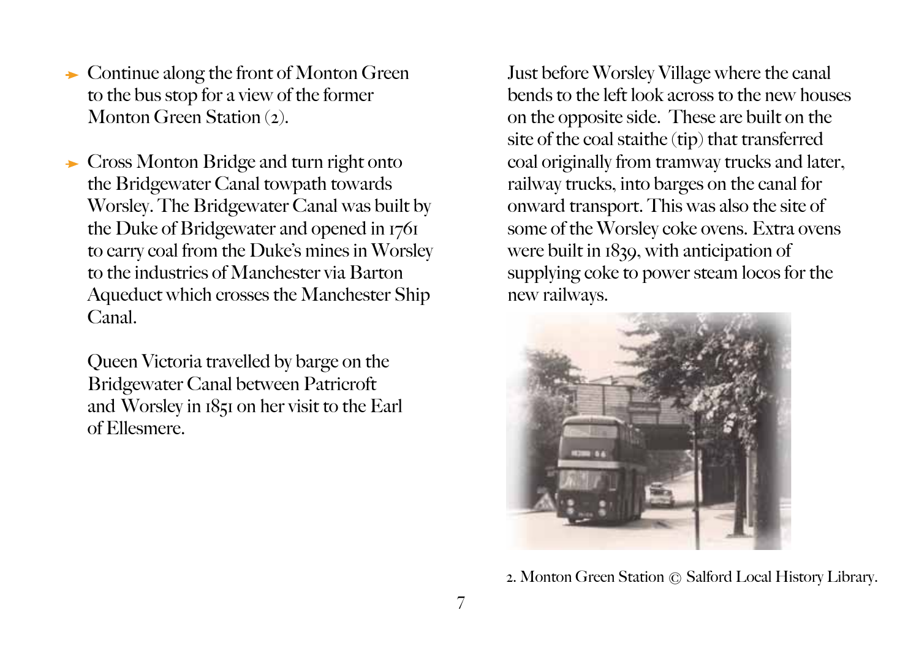- Continue along the front of Monton Green to the bus stop for a view of the former Monton Green Station (2).

- Cross Monton Bridge and turn right onto the Bridgewater Canal towpath towards Worsley. The Bridgewater Canal was built by the Duke of Bridgewater and opened in 1761 to carry coal from the Duke's mines in Worsley to the industries of Manchester via Barton Aqueduct which crosses the Manchester Ship Canal.

  Queen Victoria travelled by barge on the Bridgewater Canal between Patricroft and Worsley in 1851 on her visit to the Earl of Ellesmere.

Just before Worsley Village where the canal bends to the left look across to the new houses on the opposite side. These are built on the site of the coal staithe (tip) that transferred coal originally from tramway trucks and later, railway trucks, into barges on the canal for onward transport. This was also the site of some of the Worsley coke ovens. Extra ovens were built in 1839, with anticipation of supplying coke to power steam locos for the new railways.

2. Monton Green Station © Salford Local History Library.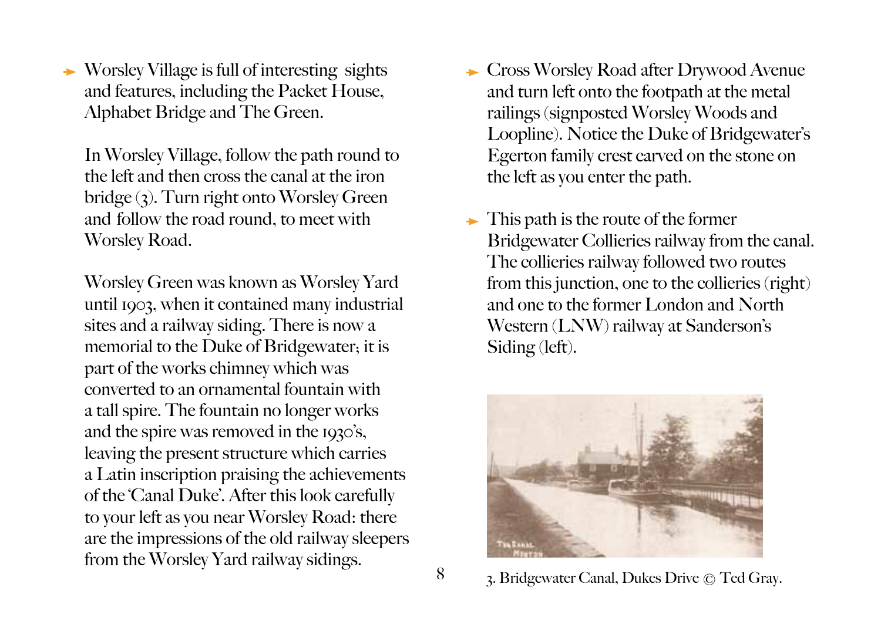- Worsley Village is full of interesting sights and features, including the Packet House, Alphabet Bridge and The Green.

In Worsley Village, follow the path round to the left and then cross the canal at the iron bridge (3). Turn right onto Worsley Green and follow the road round, to meet with Worsley Road.

Worsley Green was known as Worsley Yard until 1903, when it contained many industrial sites and a railway siding. There is now a memorial to the Duke of Bridgewater; it is part of the works chimney which was converted to an ornamental fountain with a tall spire. The fountain no longer works and the spire was removed in the 1930's, leaving the present structure which carries a Latin inscription praising the achievements of the 'Canal Duke'. After this look carefully to your left as you near Worsley Road: there are the impressions of the old railway sleepers from the Worsley Yard railway sidings.

- Cross Worsley Road after Drywood Avenue and turn left onto the footpath at the metal railings (signposted Worsley Woods and Loopline). Notice the Duke of Bridgewater's Egerton family crest carved on the stone on the left as you enter the path.

- This path is the route of the former Bridgewater Collieries railway from the canal. The collieries railway followed two routes from this junction, one to the collieries (right) and one to the former London and North Western (LNW) railway at Sanderson's Siding (left).

3. Bridgewater Canal, Dukes Drive © Ted Gray.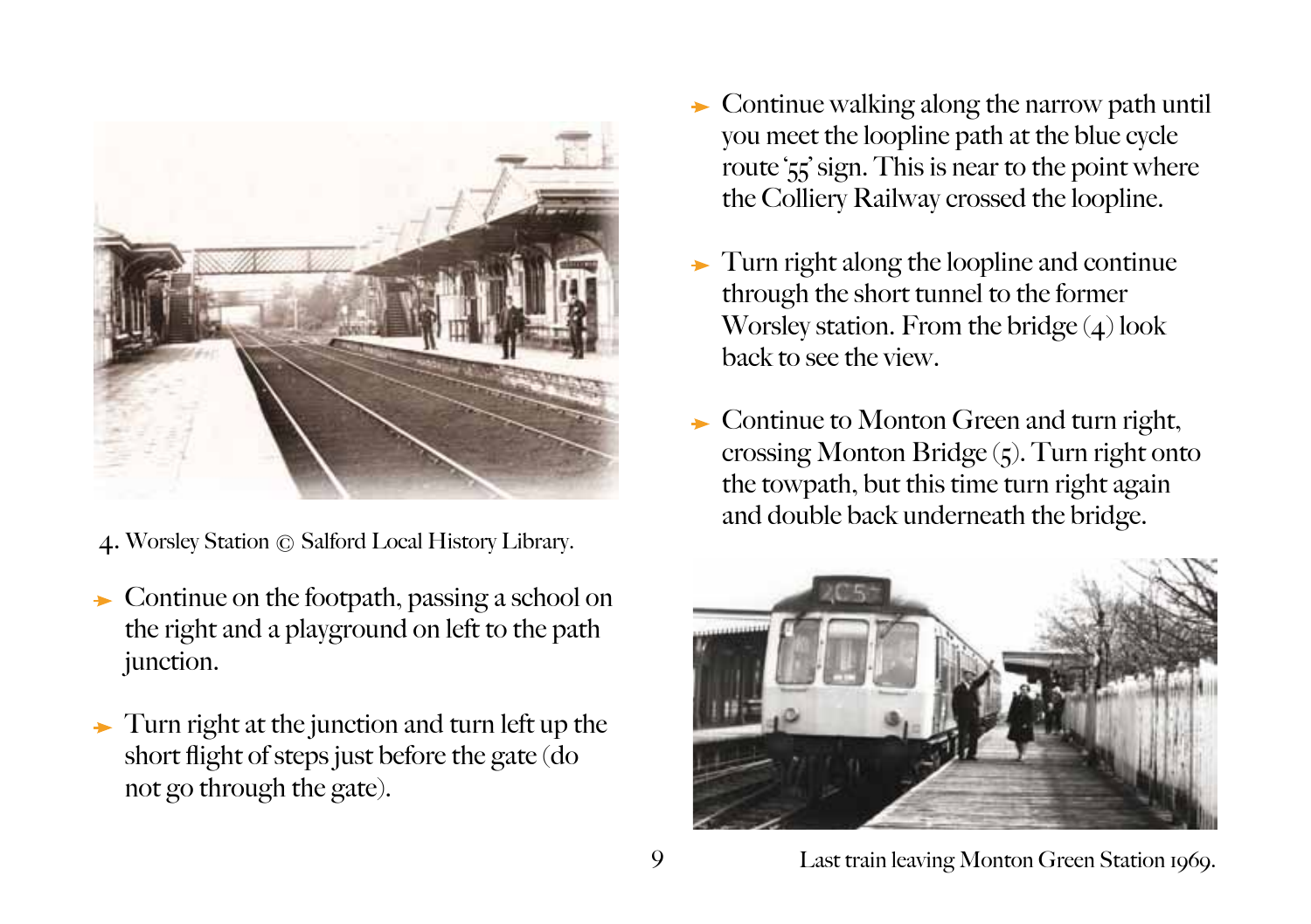4. Worsley Station © Salford Local History Library.

- Continue on the footpath, passing a school on the right and a playground on left to the path junction.
- Turn right at the junction and turn left up the short flight of steps just before the gate (do not go through the gate).
- Continue walking along the narrow path until you meet the loopline path at the blue cycle route '55' sign. This is near to the point where the Colliery Railway crossed the loopline.
- Turn right along the loopline and continue through the short tunnel to the former Worsley station. From the bridge (4) look back to see the view.
- Continue to Monton Green and turn right, crossing Monton Bridge (5). Turn right onto the towpath, but this time turn right again and double back underneath the bridge.

Last train leaving Monton Green Station 1969.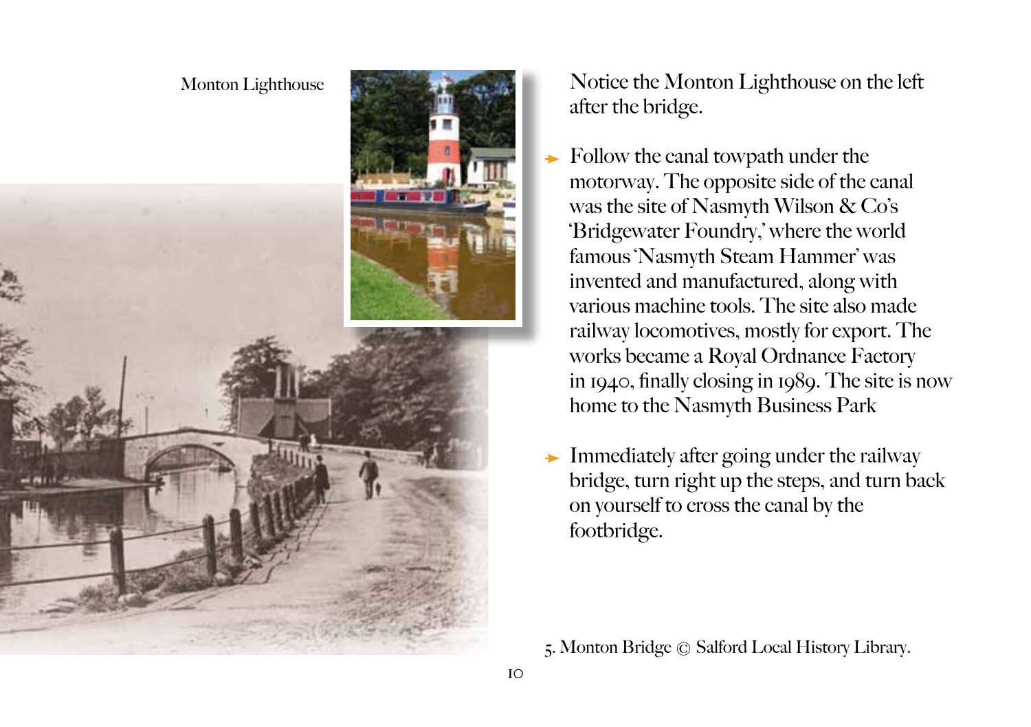Monton Lighthouse

Notice the Monton Lighthouse on the left after the bridge.

- Follow the canal towpath under the motorway. The opposite side of the canal was the site of Nasmyth Wilson & Co's 'Bridgewater Foundry,' where the world famous 'Nasmyth Steam Hammer' was invented and manufactured, along with various machine tools. The site also made railway locomotives, mostly for export. The works became a Royal Ordnance Factory in 1940, finally closing in 1989. The site is now home to the Nasmyth Business Park

- Immediately after going under the railway bridge, turn right up the steps, and turn back on yourself to cross the canal by the footbridge.

5. Monton Bridge © Salford Local History Library.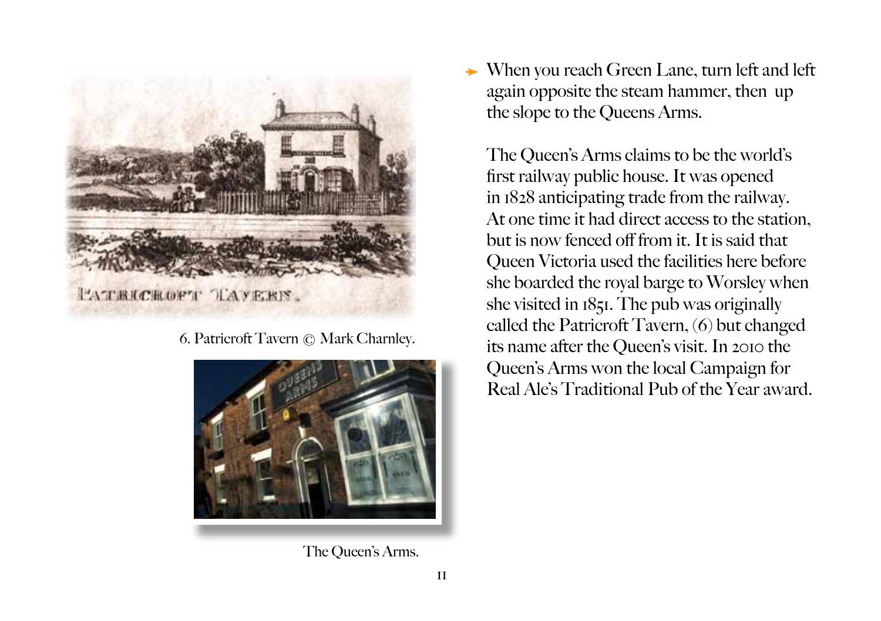6. Patricroft Tavern © Mark Charnley.

The Queen's Arms.

➤ When you reach Green Lane, turn left and left again opposite the steam hammer, then up the slope to the Queens Arms.

The Queen's Arms claims to be the world's first railway public house. It was opened in 1828 anticipating trade from the railway. At one time it had direct access to the station, but is now fenced off from it. It is said that Queen Victoria used the facilities here before she boarded the royal barge to Worsley when she visited in 1851. The pub was originally called the Patricroft Tavern, (6) but changed its name after the Queen's visit. In 2010 the Queen's Arms won the local Campaign for Real Ale's Traditional Pub of the Year award.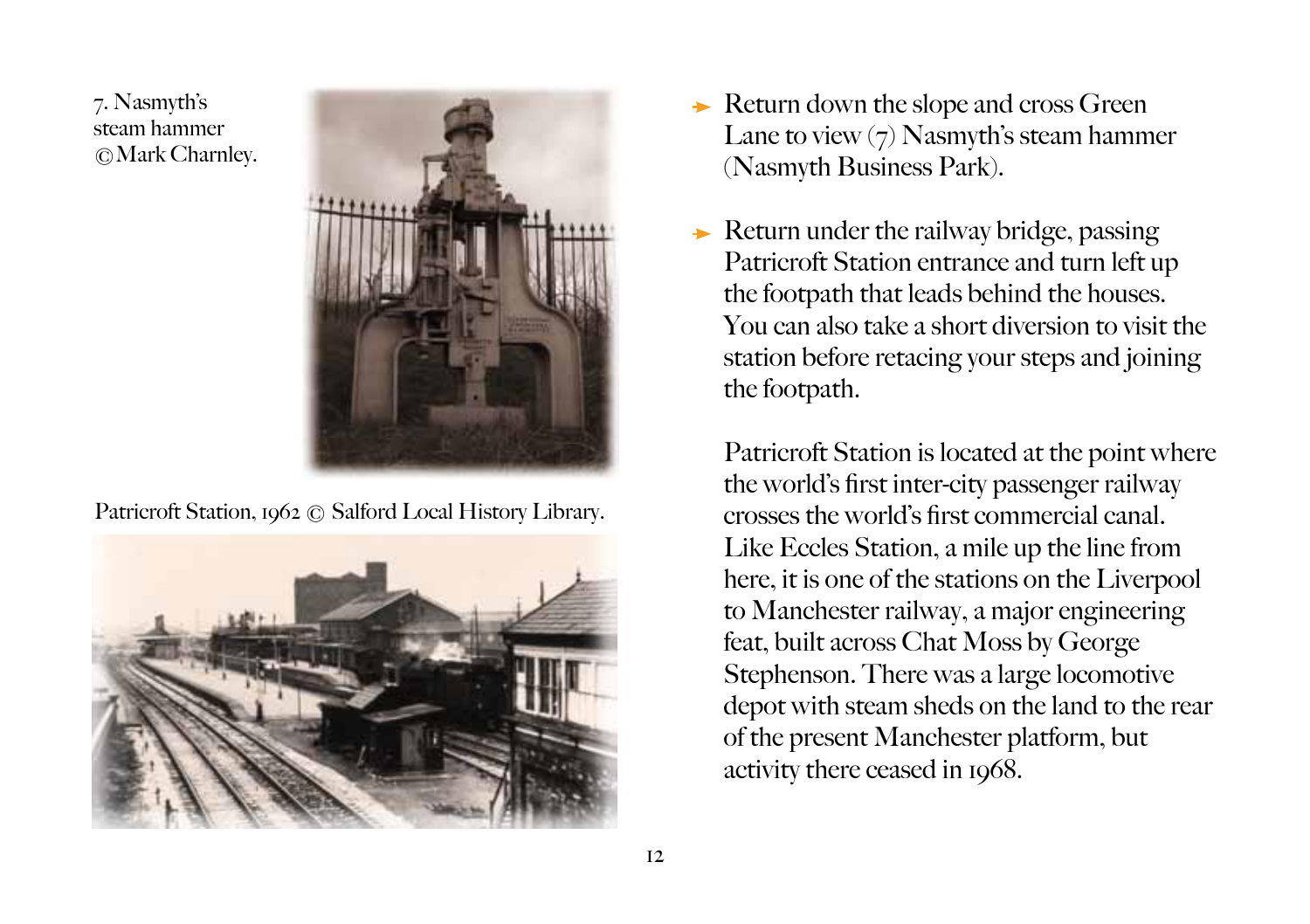7. Nasmyth's steam hammer © Mark Charnley.

Patricroft Station, 1962 © Salford Local History Library.

- Return down the slope and cross Green Lane to view (7) Nasmyth's steam hammer (Nasmyth Business Park).

- Return under the railway bridge, passing Patricroft Station entrance and turn left up the footpath that leads behind the houses. You can also take a short diversion to visit the station before retacing your steps and joining the footpath.

Patricroft Station is located at the point where the world's first inter-city passenger railway crosses the world's first commercial canal. Like Eccles Station, a mile up the line from here, it is one of the stations on the Liverpool to Manchester railway, a major engineering feat, built across Chat Moss by George Stephenson. There was a large locomotive depot with steam sheds on the land to the rear of the present Manchester platform, but activity there ceased in 1968.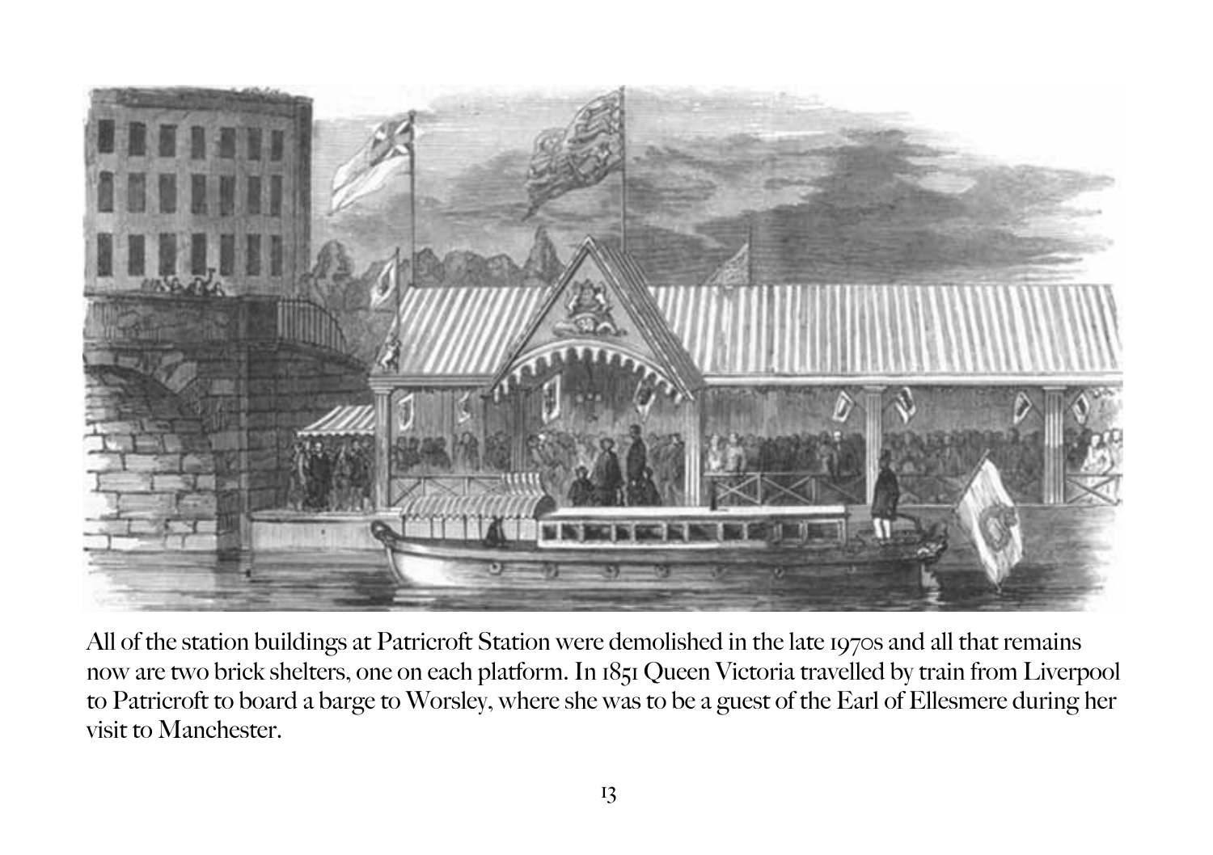All of the station buildings at Patricroft Station were demolished in the late 1970s and all that remains now are two brick shelters, one on each platform. In 1851 Queen Victoria travelled by train from Liverpool to Patricroft to board a barge to Worsley, where she was to be a guest of the Earl of Ellesmere during her visit to Manchester.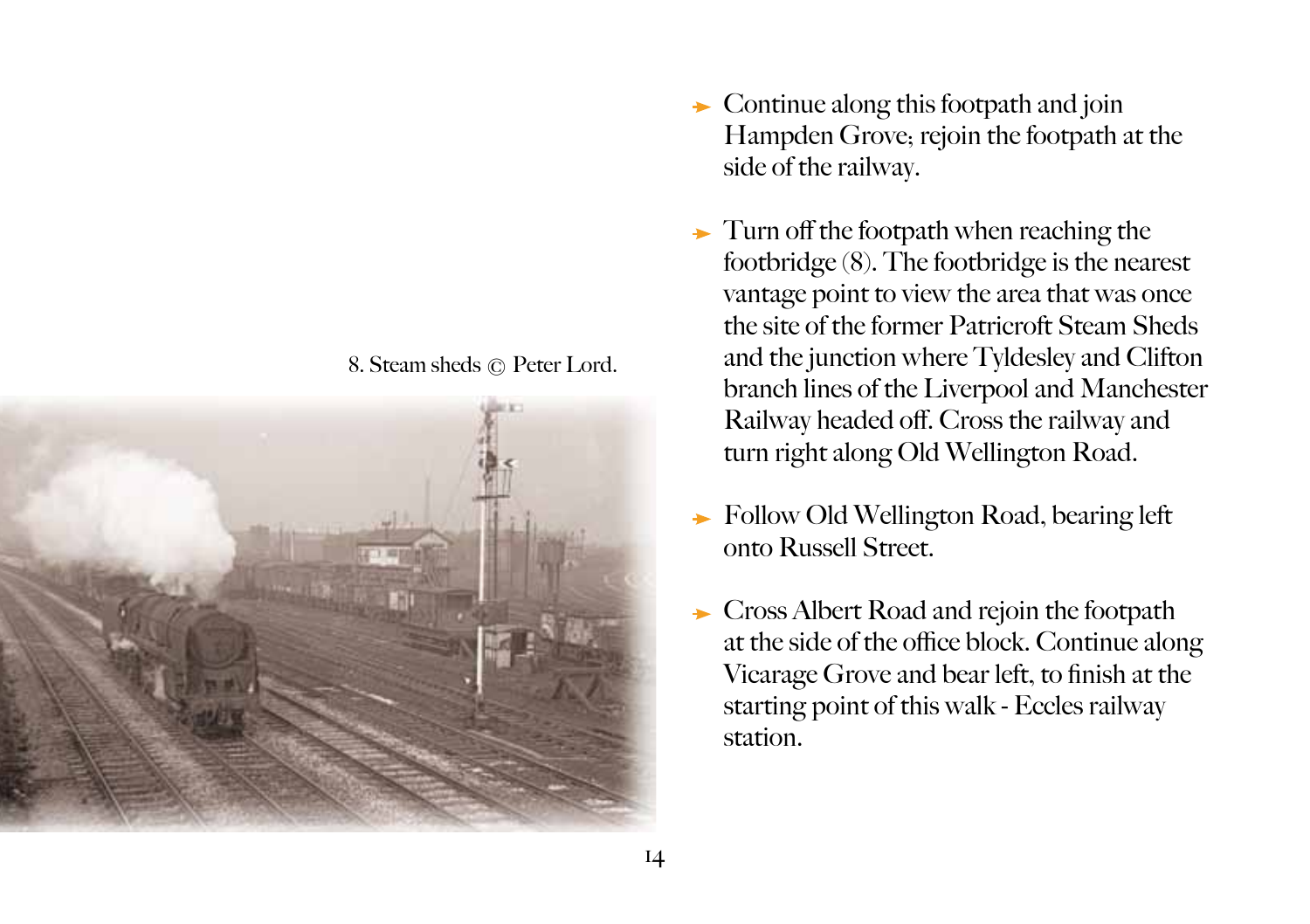8. Steam sheds © Peter Lord.

- Continue along this footpath and join Hampden Grove; rejoin the footpath at the side of the railway.

- Turn off the footpath when reaching the footbridge (8). The footbridge is the nearest vantage point to view the area that was once the site of the former Patricroft Steam Sheds and the junction where Tyldesley and Clifton branch lines of the Liverpool and Manchester Railway headed off. Cross the railway and turn right along Old Wellington Road.

- Follow Old Wellington Road, bearing left onto Russell Street.

- Cross Albert Road and rejoin the footpath at the side of the office block. Continue along Vicarage Grove and bear left, to finish at the starting point of this walk - Eccles railway station.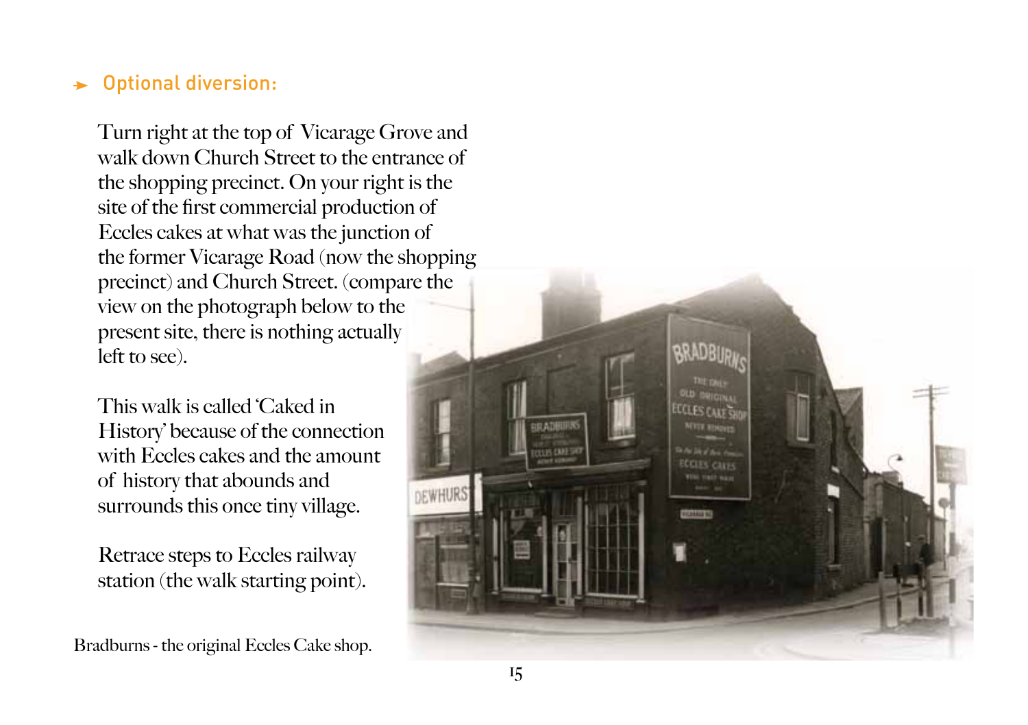## ➤ Optional diversion:

Turn right at the top of Vicarage Grove and walk down Church Street to the entrance of the shopping precinct. On your right is the site of the first commercial production of Eccles cakes at what was the junction of the former Vicarage Road (now the shopping precinct) and Church Street. (compare the view on the photograph below to the present site, there is nothing actually left to see).

This walk is called 'Caked in History' because of the connection with Eccles cakes and the amount of history that abounds and surrounds this once tiny village.

Retrace steps to Eccles railway station (the walk starting point).

Bradburns - the original Eccles Cake shop.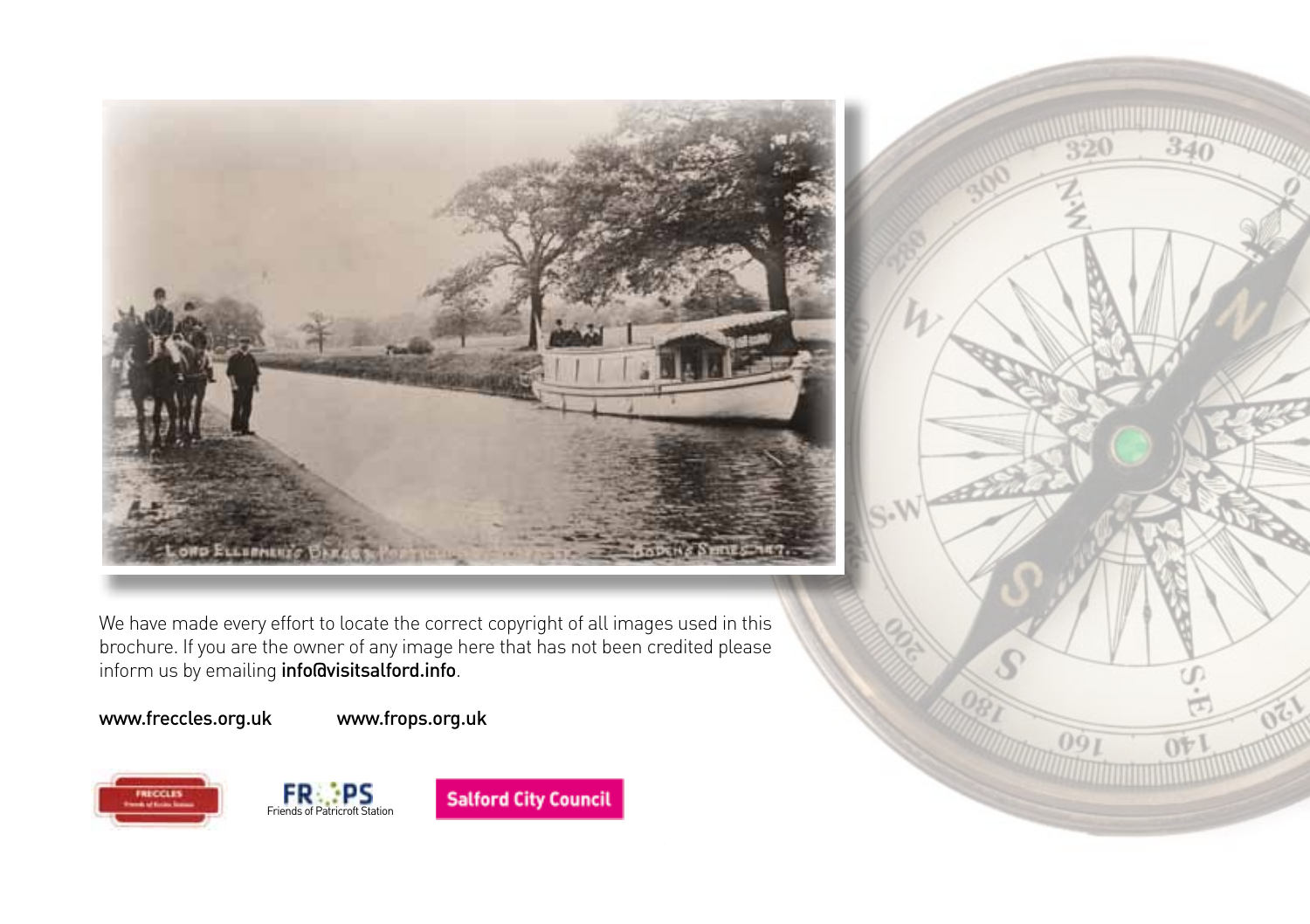We have made every effort to locate the correct copyright of all images used in this brochure. If you are the owner of any image here that has not been credited please inform us by emailing **info@visitsalford.info**.

**www.freccles.org.uk** **www.frops.org.uk**

FRECCLES Friends of Eccles Station

FROPS Friends of Patricroft Station

Salford City Council